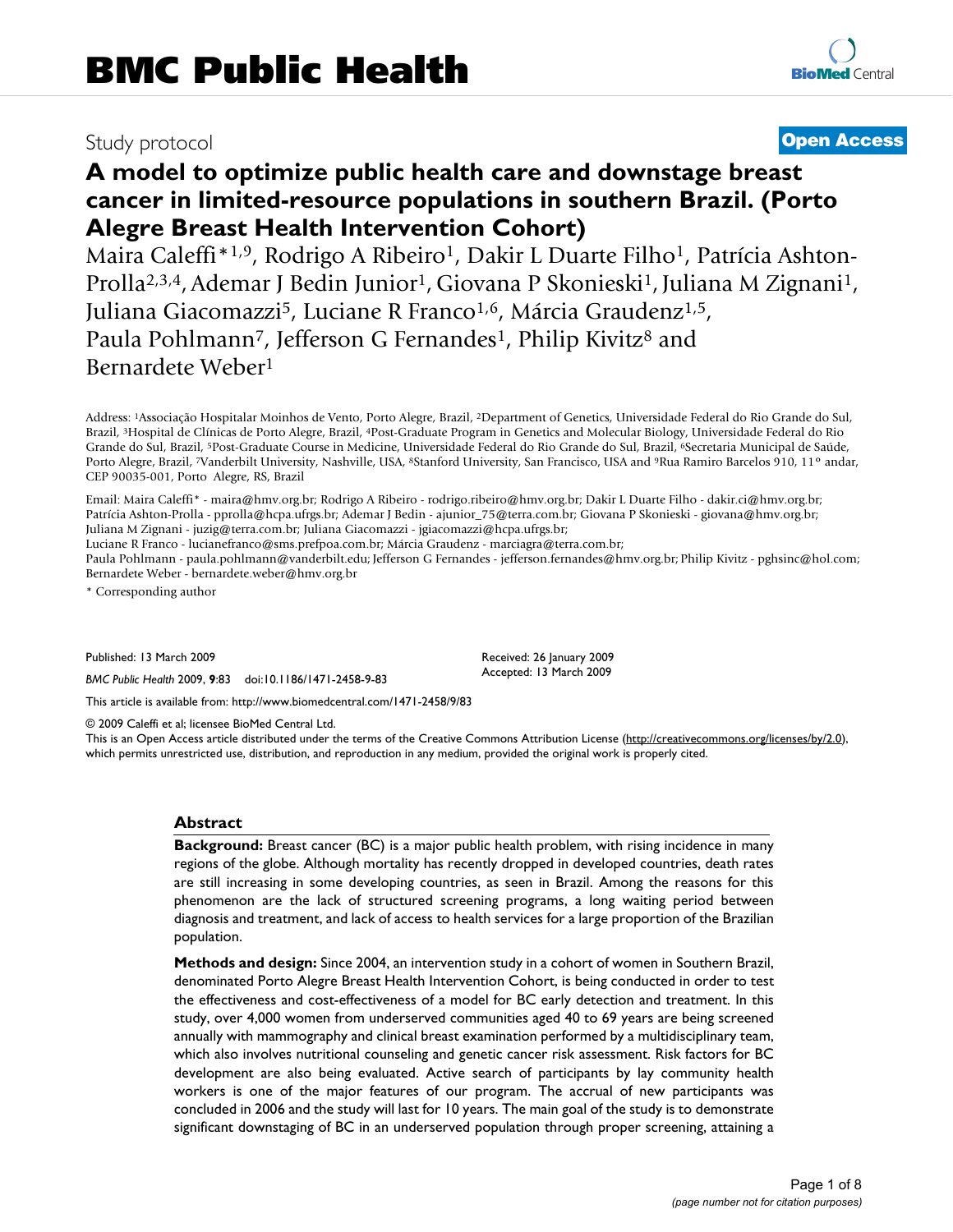# BMC Public Health

Study protocol **Open Access**

# A model to optimize public health care and downstage breast cancer in limited-resource populations in southern Brazil. (Porto Alegre Breast Health Intervention Cohort)

Maira Caleffi*[1,9], Rodrigo A Ribeiro[1], Dakir L Duarte Filho[1], Patrícia Ashton-Prolla[2,3,4], Ademar J Bedin Junior[1], Giovana P Skonieski[1], Juliana M Zignani[1], Juliana Giacomazzi[5], Luciane R Franco[1,6], Márcia Graudenz[1,5], Paula Pohlmann[7], Jefferson G Fernandes[1], Philip Kivitz[8] and Bernardete Weber[1]

Address: [1]Associação Hospitalar Moinhos de Vento, Porto Alegre, Brazil, [2]Department of Genetics, Universidade Federal do Rio Grande do Sul, Brazil, [3]Hospital de Clínicas de Porto Alegre, Brazil, [4]Post-Graduate Program in Genetics and Molecular Biology, Universidade Federal do Rio Grande do Sul, Brazil, [5]Post-Graduate Course in Medicine, Universidade Federal do Rio Grande do Sul, Brazil, [6]Secretaria Municipal de Saúde, Porto Alegre, Brazil, [7]Vanderbilt University, Nashville, USA, [8]Stanford University, San Francisco, USA and [9]Rua Ramiro Barcelos 910, 11° andar, CEP 90035-001, Porto Alegre, RS, Brazil

Email: Maira Caleffi* - maira@hmv.org.br; Rodrigo A Ribeiro - rodrigo.ribeiro@hmv.org.br; Dakir L Duarte Filho - dakir.ci@hmv.org.br; Patrícia Ashton-Prolla - pprolla@hcpa.ufrgs.br; Ademar J Bedin - ajunior_75@terra.com.br; Giovana P Skonieski - giovana@hmv.org.br; Juliana M Zignani - juzig@terra.com.br; Juliana Giacomazzi - jgiacomazzi@hcpa.ufrgs.br; Luciane R Franco - lucianefranco@sms.prefpoa.com.br; Márcia Graudenz - marciagra@terra.com.br; Paula Pohlmann - paula.pohlmann@vanderbilt.edu; Jefferson G Fernandes - jefferson.fernandes@hmv.org.br; Philip Kivitz - pghsinc@hol.com; Bernardete Weber - bernardete.weber@hmv.org.br

* Corresponding author

Published: 13 March 2009

*BMC Public Health* 2009, **9**:83 doi:10.1186/1471-2458-9-83

Received: 26 January 2009
Accepted: 13 March 2009

This article is available from: http://www.biomedcentral.com/1471-2458/9/83

© 2009 Caleffi et al; licensee BioMed Central Ltd.
This is an Open Access article distributed under the terms of the Creative Commons Attribution License (http://creativecommons.org/licenses/by/2.0), which permits unrestricted use, distribution, and reproduction in any medium, provided the original work is properly cited.

## Abstract

**Background:** Breast cancer (BC) is a major public health problem, with rising incidence in many regions of the globe. Although mortality has recently dropped in developed countries, death rates are still increasing in some developing countries, as seen in Brazil. Among the reasons for this phenomenon are the lack of structured screening programs, a long waiting period between diagnosis and treatment, and lack of access to health services for a large proportion of the Brazilian population.

**Methods and design:** Since 2004, an intervention study in a cohort of women in Southern Brazil, denominated Porto Alegre Breast Health Intervention Cohort, is being conducted in order to test the effectiveness and cost-effectiveness of a model for BC early detection and treatment. In this study, over 4,000 women from underserved communities aged 40 to 69 years are being screened annually with mammography and clinical breast examination performed by a multidisciplinary team, which also involves nutritional counseling and genetic cancer risk assessment. Risk factors for BC development are also being evaluated. Active search of participants by lay community health workers is one of the major features of our program. The accrual of new participants was concluded in 2006 and the study will last for 10 years. The main goal of the study is to demonstrate significant downstaging of BC in an underserved population through proper screening, attaining a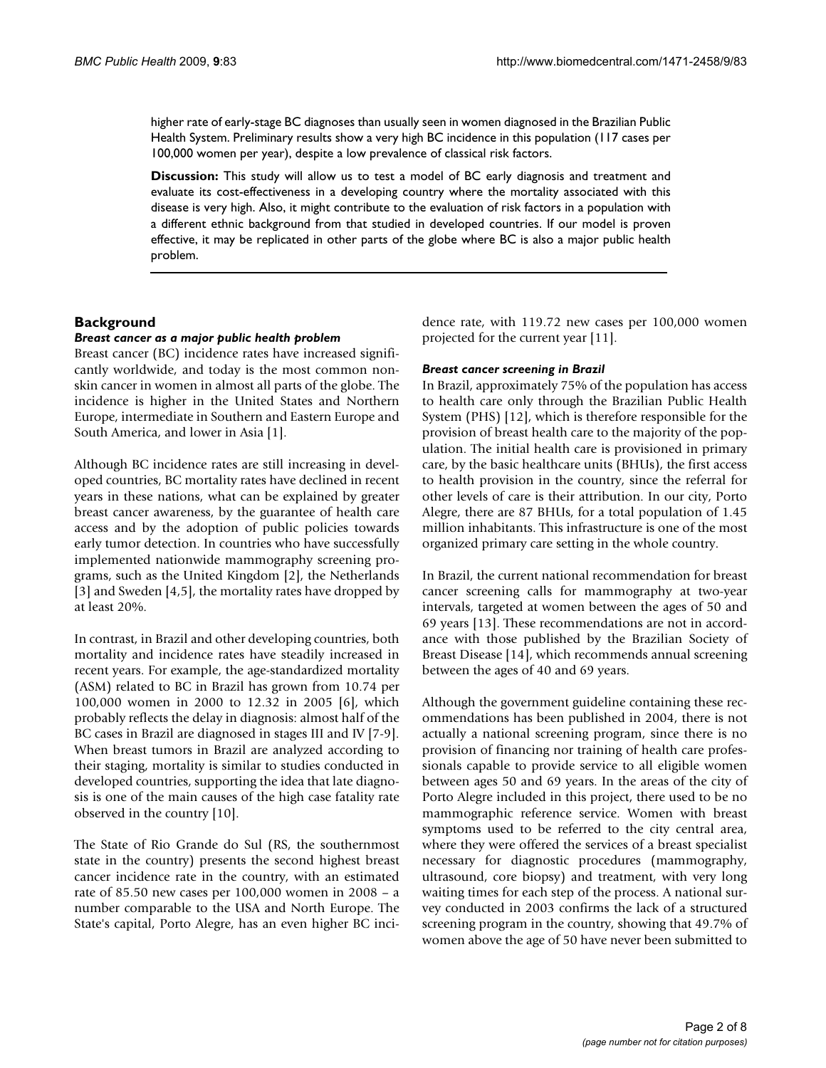higher rate of early-stage BC diagnoses than usually seen in women diagnosed in the Brazilian Public Health System. Preliminary results show a very high BC incidence in this population (117 cases per 100,000 women per year), despite a low prevalence of classical risk factors.

**Discussion:** This study will allow us to test a model of BC early diagnosis and treatment and evaluate its cost-effectiveness in a developing country where the mortality associated with this disease is very high. Also, it might contribute to the evaluation of risk factors in a population with a different ethnic background from that studied in developed countries. If our model is proven effective, it may be replicated in other parts of the globe where BC is also a major public health problem.

## Background

### *Breast cancer as a major public health problem*

Breast cancer (BC) incidence rates have increased significantly worldwide, and today is the most common non-skin cancer in women in almost all parts of the globe. The incidence is higher in the United States and Northern Europe, intermediate in Southern and Eastern Europe and South America, and lower in Asia [1].

Although BC incidence rates are still increasing in developed countries, BC mortality rates have declined in recent years in these nations, what can be explained by greater breast cancer awareness, by the guarantee of health care access and by the adoption of public policies towards early tumor detection. In countries who have successfully implemented nationwide mammography screening programs, such as the United Kingdom [2], the Netherlands [3] and Sweden [4,5], the mortality rates have dropped by at least 20%.

In contrast, in Brazil and other developing countries, both mortality and incidence rates have steadily increased in recent years. For example, the age-standardized mortality (ASM) related to BC in Brazil has grown from 10.74 per 100,000 women in 2000 to 12.32 in 2005 [6], which probably reflects the delay in diagnosis: almost half of the BC cases in Brazil are diagnosed in stages III and IV [7-9]. When breast tumors in Brazil are analyzed according to their staging, mortality is similar to studies conducted in developed countries, supporting the idea that late diagnosis is one of the main causes of the high case fatality rate observed in the country [10].

The State of Rio Grande do Sul (RS, the southernmost state in the country) presents the second highest breast cancer incidence rate in the country, with an estimated rate of 85.50 new cases per 100,000 women in 2008 – a number comparable to the USA and North Europe. The State's capital, Porto Alegre, has an even higher BC incidence rate, with 119.72 new cases per 100,000 women projected for the current year [11].

### *Breast cancer screening in Brazil*

In Brazil, approximately 75% of the population has access to health care only through the Brazilian Public Health System (PHS) [12], which is therefore responsible for the provision of breast health care to the majority of the population. The initial health care is provisioned in primary care, by the basic healthcare units (BHUs), the first access to health provision in the country, since the referral for other levels of care is their attribution. In our city, Porto Alegre, there are 87 BHUs, for a total population of 1.45 million inhabitants. This infrastructure is one of the most organized primary care setting in the whole country.

In Brazil, the current national recommendation for breast cancer screening calls for mammography at two-year intervals, targeted at women between the ages of 50 and 69 years [13]. These recommendations are not in accordance with those published by the Brazilian Society of Breast Disease [14], which recommends annual screening between the ages of 40 and 69 years.

Although the government guideline containing these recommendations has been published in 2004, there is not actually a national screening program, since there is no provision of financing nor training of health care professionals capable to provide service to all eligible women between ages 50 and 69 years. In the areas of the city of Porto Alegre included in this project, there used to be no mammographic reference service. Women with breast symptoms used to be referred to the city central area, where they were offered the services of a breast specialist necessary for diagnostic procedures (mammography, ultrasound, core biopsy) and treatment, with very long waiting times for each step of the process. A national survey conducted in 2003 confirms the lack of a structured screening program in the country, showing that 49.7% of women above the age of 50 have never been submitted to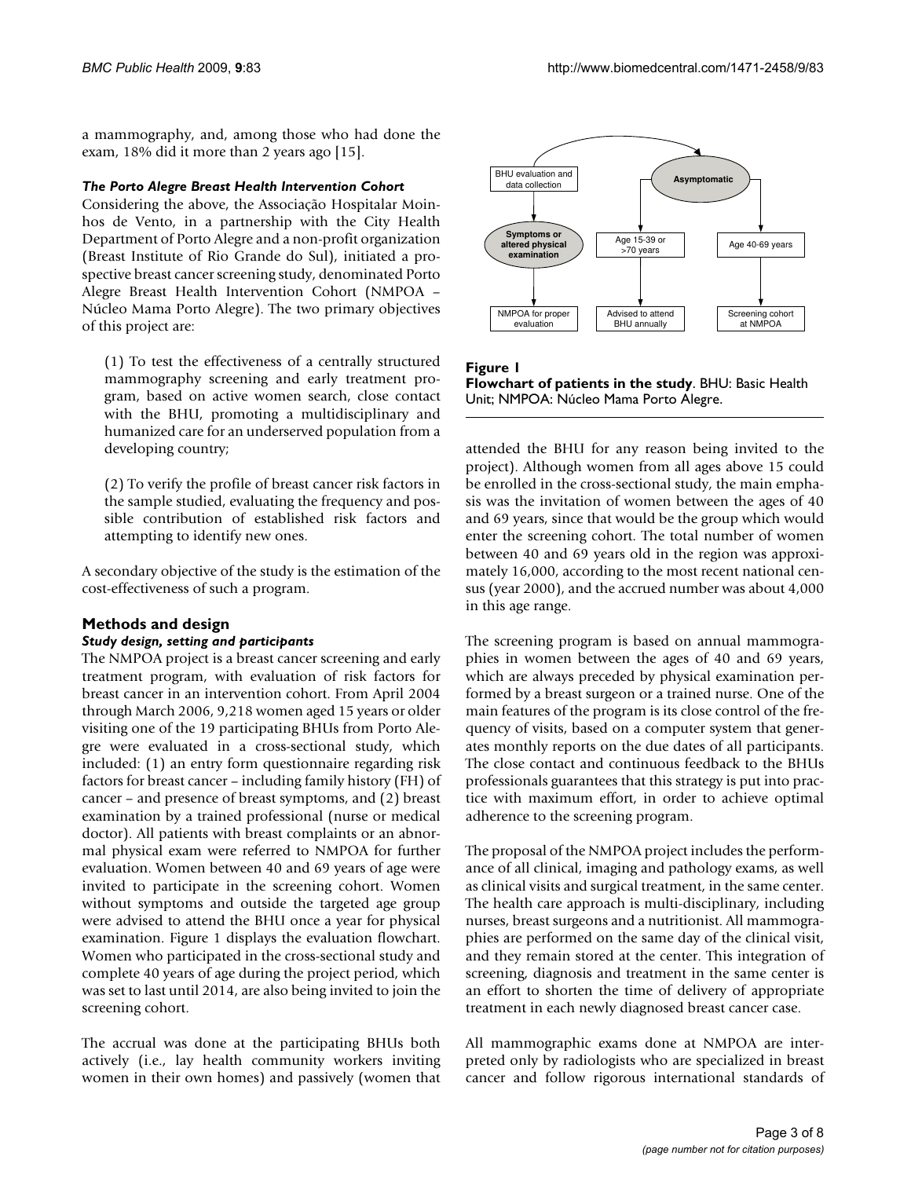a mammography, and, among those who had done the exam, 18% did it more than 2 years ago [15].

### *The Porto Alegre Breast Health Intervention Cohort*

Considering the above, the Associação Hospitalar Moinhos de Vento, in a partnership with the City Health Department of Porto Alegre and a non-profit organization (Breast Institute of Rio Grande do Sul), initiated a prospective breast cancer screening study, denominated Porto Alegre Breast Health Intervention Cohort (NMPOA – Núcleo Mama Porto Alegre). The two primary objectives of this project are:

(1) To test the effectiveness of a centrally structured mammography screening and early treatment program, based on active women search, close contact with the BHU, promoting a multidisciplinary and humanized care for an underserved population from a developing country;

(2) To verify the profile of breast cancer risk factors in the sample studied, evaluating the frequency and possible contribution of established risk factors and attempting to identify new ones.

A secondary objective of the study is the estimation of the cost-effectiveness of such a program.

## Methods and design

### *Study design, setting and participants*

The NMPOA project is a breast cancer screening and early treatment program, with evaluation of risk factors for breast cancer in an intervention cohort. From April 2004 through March 2006, 9,218 women aged 15 years or older visiting one of the 19 participating BHUs from Porto Alegre were evaluated in a cross-sectional study, which included: (1) an entry form questionnaire regarding risk factors for breast cancer – including family history (FH) of cancer – and presence of breast symptoms, and (2) breast examination by a trained professional (nurse or medical doctor). All patients with breast complaints or an abnormal physical exam were referred to NMPOA for further evaluation. Women between 40 and 69 years of age were invited to participate in the screening cohort. Women without symptoms and outside the targeted age group were advised to attend the BHU once a year for physical examination. Figure 1 displays the evaluation flowchart. Women who participated in the cross-sectional study and complete 40 years of age during the project period, which was set to last until 2014, are also being invited to join the screening cohort.

The accrual was done at the participating BHUs both actively (i.e., lay health community workers inviting women in their own homes) and passively (women that attended the BHU for any reason being invited to the project). Although women from all ages above 15 could be enrolled in the cross-sectional study, the main emphasis was the invitation of women between the ages of 40 and 69 years, since that would be the group which would enter the screening cohort. The total number of women between 40 and 69 years old in the region was approximately 16,000, according to the most recent national census (year 2000), and the accrued number was about 4,000 in this age range.

**Figure 1**
**Flowchart of patients in the study**. BHU: Basic Health Unit; NMPOA: Núcleo Mama Porto Alegre.

The screening program is based on annual mammographies in women between the ages of 40 and 69 years, which are always preceded by physical examination performed by a breast surgeon or a trained nurse. One of the main features of the program is its close control of the frequency of visits, based on a computer system that generates monthly reports on the due dates of all participants. The close contact and continuous feedback to the BHUs professionals guarantees that this strategy is put into practice with maximum effort, in order to achieve optimal adherence to the screening program.

The proposal of the NMPOA project includes the performance of all clinical, imaging and pathology exams, as well as clinical visits and surgical treatment, in the same center. The health care approach is multi-disciplinary, including nurses, breast surgeons and a nutritionist. All mammographies are performed on the same day of the clinical visit, and they remain stored at the center. This integration of screening, diagnosis and treatment in the same center is an effort to shorten the time of delivery of appropriate treatment in each newly diagnosed breast cancer case.

All mammographic exams done at NMPOA are interpreted only by radiologists who are specialized in breast cancer and follow rigorous international standards of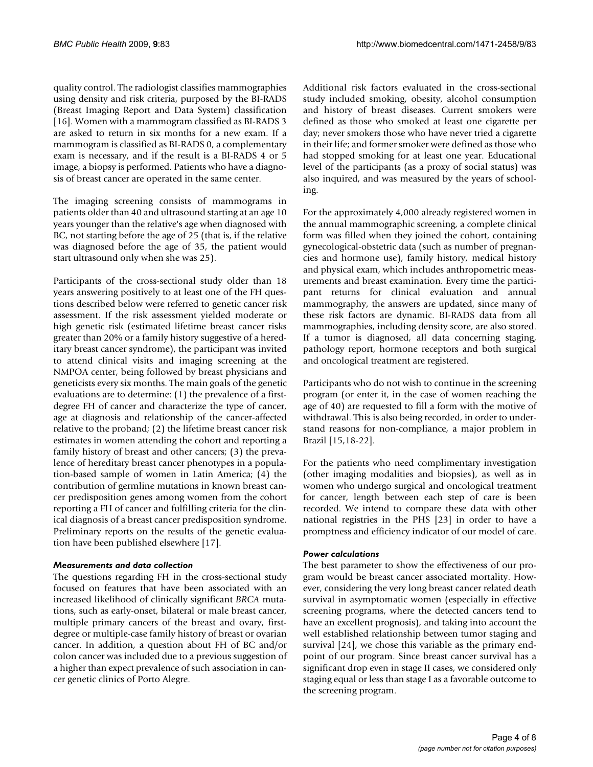quality control. The radiologist classifies mammographies using density and risk criteria, purposed by the BI-RADS (Breast Imaging Report and Data System) classification [16]. Women with a mammogram classified as BI-RADS 3 are asked to return in six months for a new exam. If a mammogram is classified as BI-RADS 0, a complementary exam is necessary, and if the result is a BI-RADS 4 or 5 image, a biopsy is performed. Patients who have a diagnosis of breast cancer are operated in the same center.

The imaging screening consists of mammograms in patients older than 40 and ultrasound starting at an age 10 years younger than the relative's age when diagnosed with BC, not starting before the age of 25 (that is, if the relative was diagnosed before the age of 35, the patient would start ultrasound only when she was 25).

Participants of the cross-sectional study older than 18 years answering positively to at least one of the FH questions described below were referred to genetic cancer risk assessment. If the risk assessment yielded moderate or high genetic risk (estimated lifetime breast cancer risks greater than 20% or a family history suggestive of a hereditary breast cancer syndrome), the participant was invited to attend clinical visits and imaging screening at the NMPOA center, being followed by breast physicians and geneticists every six months. The main goals of the genetic evaluations are to determine: (1) the prevalence of a first-degree FH of cancer and characterize the type of cancer, age at diagnosis and relationship of the cancer-affected relative to the proband; (2) the lifetime breast cancer risk estimates in women attending the cohort and reporting a family history of breast and other cancers; (3) the prevalence of hereditary breast cancer phenotypes in a population-based sample of women in Latin America; (4) the contribution of germline mutations in known breast cancer predisposition genes among women from the cohort reporting a FH of cancer and fulfilling criteria for the clinical diagnosis of a breast cancer predisposition syndrome. Preliminary reports on the results of the genetic evaluation have been published elsewhere [17].

### *Measurements and data collection*

The questions regarding FH in the cross-sectional study focused on features that have been associated with an increased likelihood of clinically significant *BRCA* mutations, such as early-onset, bilateral or male breast cancer, multiple primary cancers of the breast and ovary, first-degree or multiple-case family history of breast or ovarian cancer. In addition, a question about FH of BC and/or colon cancer was included due to a previous suggestion of a higher than expect prevalence of such association in cancer genetic clinics of Porto Alegre.

Additional risk factors evaluated in the cross-sectional study included smoking, obesity, alcohol consumption and history of breast diseases. Current smokers were defined as those who smoked at least one cigarette per day; never smokers those who have never tried a cigarette in their life; and former smoker were defined as those who had stopped smoking for at least one year. Educational level of the participants (as a proxy of social status) was also inquired, and was measured by the years of schooling.

For the approximately 4,000 already registered women in the annual mammographic screening, a complete clinical form was filled when they joined the cohort, containing gynecological-obstetric data (such as number of pregnancies and hormone use), family history, medical history and physical exam, which includes anthropometric measurements and breast examination. Every time the participant returns for clinical evaluation and annual mammography, the answers are updated, since many of these risk factors are dynamic. BI-RADS data from all mammographies, including density score, are also stored. If a tumor is diagnosed, all data concerning staging, pathology report, hormone receptors and both surgical and oncological treatment are registered.

Participants who do not wish to continue in the screening program (or enter it, in the case of women reaching the age of 40) are requested to fill a form with the motive of withdrawal. This is also being recorded, in order to understand reasons for non-compliance, a major problem in Brazil [15,18-22].

For the patients who need complimentary investigation (other imaging modalities and biopsies), as well as in women who undergo surgical and oncological treatment for cancer, length between each step of care is been recorded. We intend to compare these data with other national registries in the PHS [23] in order to have a promptness and efficiency indicator of our model of care.

### *Power calculations*

The best parameter to show the effectiveness of our program would be breast cancer associated mortality. However, considering the very long breast cancer related death survival in asymptomatic women (especially in effective screening programs, where the detected cancers tend to have an excellent prognosis), and taking into account the well established relationship between tumor staging and survival [24], we chose this variable as the primary endpoint of our program. Since breast cancer survival has a significant drop even in stage II cases, we considered only staging equal or less than stage I as a favorable outcome to the screening program.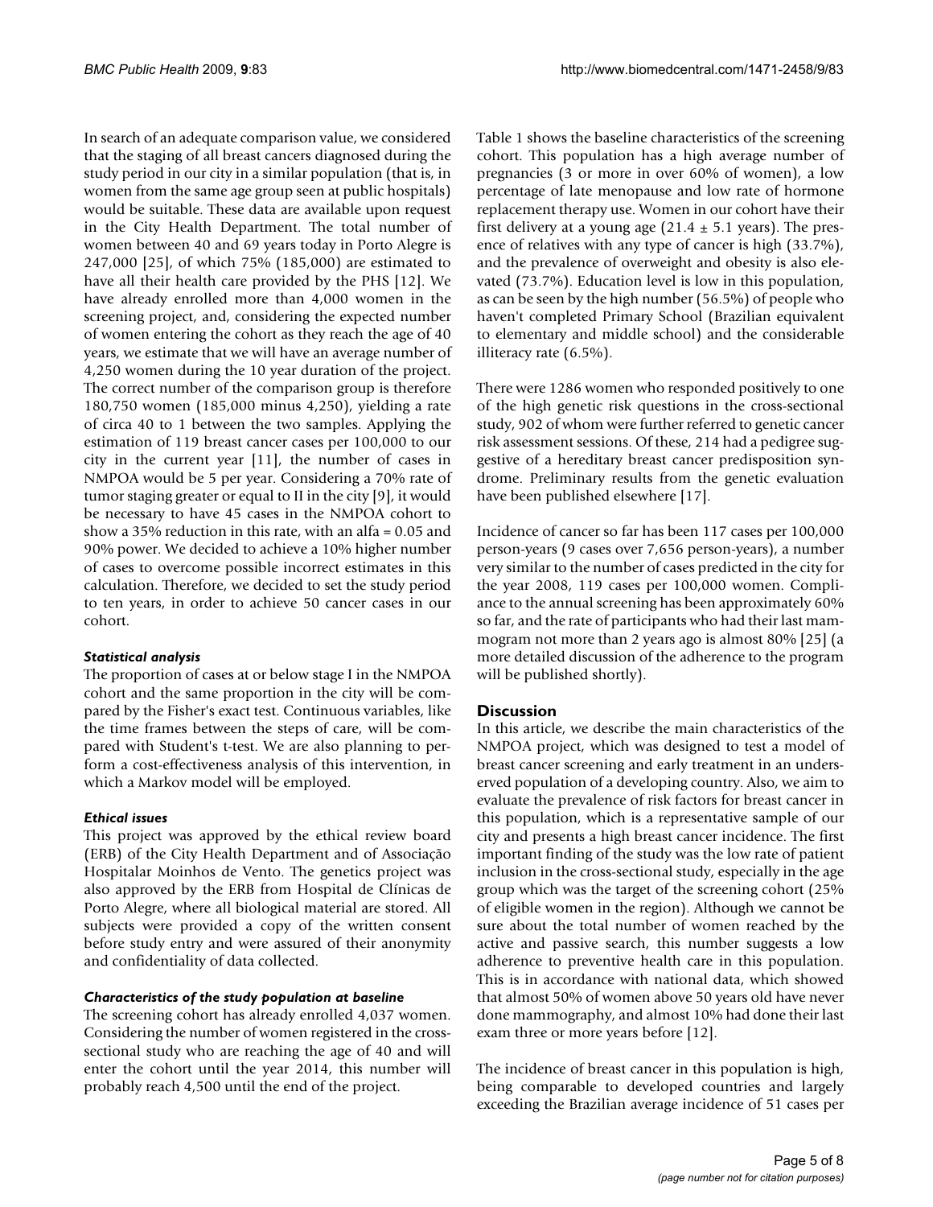In search of an adequate comparison value, we considered that the staging of all breast cancers diagnosed during the study period in our city in a similar population (that is, in women from the same age group seen at public hospitals) would be suitable. These data are available upon request in the City Health Department. The total number of women between 40 and 69 years today in Porto Alegre is 247,000 [25], of which 75% (185,000) are estimated to have all their health care provided by the PHS [12]. We have already enrolled more than 4,000 women in the screening project, and, considering the expected number of women entering the cohort as they reach the age of 40 years, we estimate that we will have an average number of 4,250 women during the 10 year duration of the project. The correct number of the comparison group is therefore 180,750 women (185,000 minus 4,250), yielding a rate of circa 40 to 1 between the two samples. Applying the estimation of 119 breast cancer cases per 100,000 to our city in the current year [11], the number of cases in NMPOA would be 5 per year. Considering a 70% rate of tumor staging greater or equal to II in the city [9], it would be necessary to have 45 cases in the NMPOA cohort to show a 35% reduction in this rate, with an alfa = 0.05 and 90% power. We decided to achieve a 10% higher number of cases to overcome possible incorrect estimates in this calculation. Therefore, we decided to set the study period to ten years, in order to achieve 50 cancer cases in our cohort.

### *Statistical analysis*

The proportion of cases at or below stage I in the NMPOA cohort and the same proportion in the city will be compared by the Fisher's exact test. Continuous variables, like the time frames between the steps of care, will be compared with Student's t-test. We are also planning to perform a cost-effectiveness analysis of this intervention, in which a Markov model will be employed.

### *Ethical issues*

This project was approved by the ethical review board (ERB) of the City Health Department and of Associação Hospitalar Moinhos de Vento. The genetics project was also approved by the ERB from Hospital de Clínicas de Porto Alegre, where all biological material are stored. All subjects were provided a copy of the written consent before study entry and were assured of their anonymity and confidentiality of data collected.

### *Characteristics of the study population at baseline*

The screening cohort has already enrolled 4,037 women. Considering the number of women registered in the cross-sectional study who are reaching the age of 40 and will enter the cohort until the year 2014, this number will probably reach 4,500 until the end of the project.

Table 1 shows the baseline characteristics of the screening cohort. This population has a high average number of pregnancies (3 or more in over 60% of women), a low percentage of late menopause and low rate of hormone replacement therapy use. Women in our cohort have their first delivery at a young age ($21.4 \pm 5.1$ years). The presence of relatives with any type of cancer is high (33.7%), and the prevalence of overweight and obesity is also elevated (73.7%). Education level is low in this population, as can be seen by the high number (56.5%) of people who haven't completed Primary School (Brazilian equivalent to elementary and middle school) and the considerable illiteracy rate (6.5%).

There were 1286 women who responded positively to one of the high genetic risk questions in the cross-sectional study, 902 of whom were further referred to genetic cancer risk assessment sessions. Of these, 214 had a pedigree suggestive of a hereditary breast cancer predisposition syndrome. Preliminary results from the genetic evaluation have been published elsewhere [17].

Incidence of cancer so far has been 117 cases per 100,000 person-years (9 cases over 7,656 person-years), a number very similar to the number of cases predicted in the city for the year 2008, 119 cases per 100,000 women. Compliance to the annual screening has been approximately 60% so far, and the rate of participants who had their last mammogram not more than 2 years ago is almost 80% [25] (a more detailed discussion of the adherence to the program will be published shortly).

## Discussion

In this article, we describe the main characteristics of the NMPOA project, which was designed to test a model of breast cancer screening and early treatment in an underserved population of a developing country. Also, we aim to evaluate the prevalence of risk factors for breast cancer in this population, which is a representative sample of our city and presents a high breast cancer incidence. The first important finding of the study was the low rate of patient inclusion in the cross-sectional study, especially in the age group which was the target of the screening cohort (25% of eligible women in the region). Although we cannot be sure about the total number of women reached by the active and passive search, this number suggests a low adherence to preventive health care in this population. This is in accordance with national data, which showed that almost 50% of women above 50 years old have never done mammography, and almost 10% had done their last exam three or more years before [12].

The incidence of breast cancer in this population is high, being comparable to developed countries and largely exceeding the Brazilian average incidence of 51 cases per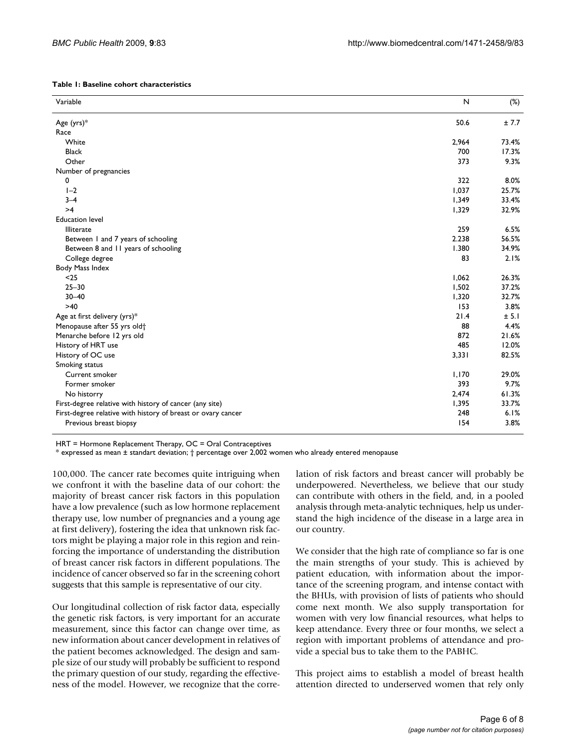**Table 1: Baseline cohort characteristics**

| Variable | N | (%) |
| --- | --- | --- |
| Age (yrs)* | 50.6 | ± 7.7 |
| Race | | |
| White | 2,964 | 73.4% |
| Black | 700 | 17.3% |
| Other | 373 | 9.3% |
| Number of pregnancies | | |
| 0 | 322 | 8.0% |
| 1–2 | 1,037 | 25.7% |
| 3–4 | 1,349 | 33.4% |
| >4 | 1,329 | 32.9% |
| Education level | | |
| Illiterate | 259 | 6.5% |
| Between 1 and 7 years of schooling | 2.238 | 56.5% |
| Between 8 and 11 years of schooling | 1.380 | 34.9% |
| College degree | 83 | 2.1% |
| Body Mass Index | | |
| <25 | 1,062 | 26.3% |
| 25–30 | 1,502 | 37.2% |
| 30–40 | 1,320 | 32.7% |
| >40 | 153 | 3.8% |
| Age at first delivery (yrs)* | 21.4 | ± 5.1 |
| Menopause after 55 yrs old† | 88 | 4.4% |
| Menarche before 12 yrs old | 872 | 21.6% |
| History of HRT use | 485 | 12.0% |
| History of OC use | 3,331 | 82.5% |
| Smoking status | | |
| Current smoker | 1,170 | 29.0% |
| Former smoker | 393 | 9.7% |
| No historry | 2,474 | 61.3% |
| First-degree relative with history of cancer (any site) | 1,395 | 33.7% |
| First-degree relative with history of breast or ovary cancer | 248 | 6.1% |
| Previous breast biopsy | 154 | 3.8% |

HRT = Hormone Replacement Therapy, OC = Oral Contraceptives
* expressed as mean ± standart deviation; † percentage over 2,002 women who already entered menopause

100,000. The cancer rate becomes quite intriguing when we confront it with the baseline data of our cohort: the majority of breast cancer risk factors in this population have a low prevalence (such as low hormone replacement therapy use, low number of pregnancies and a young age at first delivery), fostering the idea that unknown risk factors might be playing a major role in this region and reinforcing the importance of understanding the distribution of breast cancer risk factors in different populations. The incidence of cancer observed so far in the screening cohort suggests that this sample is representative of our city.

Our longitudinal collection of risk factor data, especially the genetic risk factors, is very important for an accurate measurement, since this factor can change over time, as new information about cancer development in relatives of the patient becomes acknowledged. The design and sample size of our study will probably be sufficient to respond the primary question of our study, regarding the effectiveness of the model. However, we recognize that the correlation of risk factors and breast cancer will probably be underpowered. Nevertheless, we believe that our study can contribute with others in the field, and, in a pooled analysis through meta-analytic techniques, help us understand the high incidence of the disease in a large area in our country.

We consider that the high rate of compliance so far is one the main strengths of your study. This is achieved by patient education, with information about the importance of the screening program, and intense contact with the BHUs, with provision of lists of patients who should come next month. We also supply transportation for women with very low financial resources, what helps to keep attendance. Every three or four months, we select a region with important problems of attendance and provide a special bus to take them to the PABHC.

This project aims to establish a model of breast health attention directed to underserved women that rely only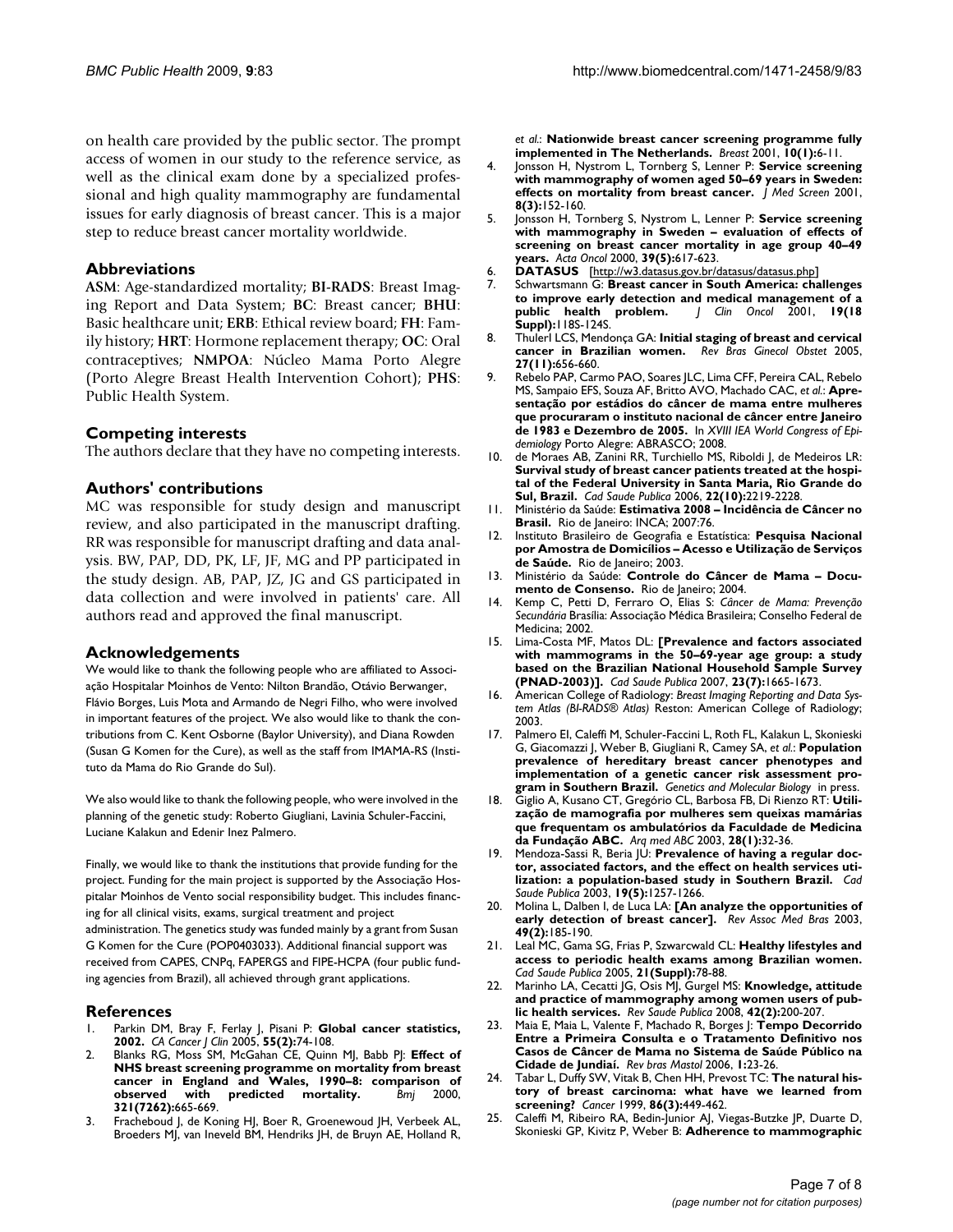on health care provided by the public sector. The prompt access of women in our study to the reference service, as well as the clinical exam done by a specialized professional and high quality mammography are fundamental issues for early diagnosis of breast cancer. This is a major step to reduce breast cancer mortality worldwide.

## Abbreviations

**ASM**: Age-standardized mortality; **BI-RADS**: Breast Imaging Report and Data System; **BC**: Breast cancer; **BHU**: Basic healthcare unit; **ERB**: Ethical review board; **FH**: Family history; **HRT**: Hormone replacement therapy; **OC**: Oral contraceptives; **NMPOA**: Núcleo Mama Porto Alegre (Porto Alegre Breast Health Intervention Cohort); **PHS**: Public Health System.

## Competing interests

The authors declare that they have no competing interests.

## Authors' contributions

MC was responsible for study design and manuscript review, and also participated in the manuscript drafting. RR was responsible for manuscript drafting and data analysis. BW, PAP, DD, PK, LF, JF, MG and PP participated in the study design. AB, PAP, JZ, JG and GS participated in data collection and were involved in patients' care. All authors read and approved the final manuscript.

## Acknowledgements

We would like to thank the following people who are affiliated to Associação Hospitalar Moinhos de Vento: Nilton Brandão, Otávio Berwanger, Flávio Borges, Luis Mota and Armando de Negri Filho, who were involved in important features of the project. We also would like to thank the contributions from C. Kent Osborne (Baylor University), and Diana Rowden (Susan G Komen for the Cure), as well as the staff from IMAMA-RS (Instituto da Mama do Rio Grande do Sul).

We also would like to thank the following people, who were involved in the planning of the genetic study: Roberto Giugliani, Lavinia Schuler-Faccini, Luciane Kalakun and Edenir Inez Palmero.

Finally, we would like to thank the institutions that provide funding for the project. Funding for the main project is supported by the Associação Hospitalar Moinhos de Vento social responsibility budget. This includes financing for all clinical visits, exams, surgical treatment and project administration. The genetics study was funded mainly by a grant from Susan G Komen for the Cure (POP0403033). Additional financial support was received from CAPES, CNPq, FAPERGS and FIPE-HCPA (four public funding agencies from Brazil), all achieved through grant applications.

## References

1. Parkin DM, Bray F, Ferlay J, Pisani P: **Global cancer statistics, 2002.** *CA Cancer J Clin* 2005, **55(2):**74-108.
2. Blanks RG, Moss SM, McGahan CE, Quinn MJ, Babb PJ: **Effect of NHS breast screening programme on mortality from breast cancer in England and Wales, 1990–8: comparison of observed with predicted mortality.** *Bmj* 2000, **321(7262):**665-669.
3. Fracheboud J, de Koning HJ, Boer R, Groenewoud JH, Verbeek AL, Broeders MJ, van Ineveld BM, Hendriks JH, de Bruyn AE, Holland R, *et al.*: **Nationwide breast cancer screening programme fully implemented in The Netherlands.** *Breast* 2001, **10(1):**6-11.
4. Jonsson H, Nystrom L, Tornberg S, Lenner P: **Service screening with mammography of women aged 50–69 years in Sweden: effects on mortality from breast cancer.** *J Med Screen* 2001, **8(3):**152-160.
5. Jonsson H, Tornberg S, Nystrom L, Lenner P: **Service screening with mammography in Sweden – evaluation of effects of screening on breast cancer mortality in age group 40–49 years.** *Acta Oncol* 2000, **39(5):**617-623.
6. **DATASUS** [http://w3.datasus.gov.br/datasus/datasus.php]
7. Schwartsmann G: **Breast cancer in South America: challenges to improve early detection and medical management of a public health problem.** *J Clin Oncol* 2001, **19(18 Suppl):**118S-124S.
8. Thulerl LCS, Mendonça GA: **Initial staging of breast and cervical cancer in Brazilian women.** *Rev Bras Ginecol Obstet* 2005, **27(11):**656-660.
9. Rebelo PAP, Carmo PAO, Soares JLC, Lima CFF, Pereira CAL, Rebelo MS, Sampaio EFS, Souza AF, Britto AVO, Machado CAC, *et al.*: **Apresentação por estádios do câncer de mama entre mulheres que procuraram o instituto nacional de câncer entre Janeiro de 1983 e Dezembro de 2005.** In *XVIII IEA World Congress of Epidemiology* Porto Alegre: ABRASCO; 2008.
10. de Moraes AB, Zanini RR, Turchiello MS, Riboldi J, de Medeiros LR: **Survival study of breast cancer patients treated at the hospital of the Federal University in Santa Maria, Rio Grande do Sul, Brazil.** *Cad Saude Publica* 2006, **22(10):**2219-2228.
11. Ministério da Saúde: **Estimativa 2008 – Incidência de Câncer no Brasil.** Rio de Janeiro: INCA; 2007:76.
12. Instituto Brasileiro de Geografia e Estatística: **Pesquisa Nacional por Amostra de Domicílios – Acesso e Utilização de Serviços de Saúde.** Rio de Janeiro; 2003.
13. Ministério da Saúde: **Controle do Câncer de Mama – Documento de Consenso.** Rio de Janeiro; 2004.
14. Kemp C, Petti D, Ferraro O, Elias S: *Câncer de Mama: Prevenção Secundária* Brasília: Associação Médica Brasileira; Conselho Federal de Medicina; 2002.
15. Lima-Costa MF, Matos DL: **[Prevalence and factors associated with mammograms in the 50–69-year age group: a study based on the Brazilian National Household Sample Survey (PNAD-2003)].** *Cad Saude Publica* 2007, **23(7):**1665-1673.
16. American College of Radiology: *Breast Imaging Reporting and Data System Atlas (BI-RADS® Atlas)* Reston: American College of Radiology; 2003.
17. Palmero EI, Caleffi M, Schuler-Faccini L, Roth FL, Kalakun L, Skonieski G, Giacomazzi J, Weber B, Giugliani R, Camey SA, *et al.*: **Population prevalence of hereditary breast cancer phenotypes and implementation of a genetic cancer risk assessment program in Southern Brazil.** *Genetics and Molecular Biology* in press.
18. Giglio A, Kusano CT, Gregório CL, Barbosa FB, Di Rienzo RT: **Utilização de mamografia por mulheres sem queixas mamárias que frequentam os ambulatórios da Faculdade de Medicina da Fundação ABC.** *Arq med ABC* 2003, **28(1):**32-36.
19. Mendoza-Sassi R, Beria JU: **Prevalence of having a regular doctor, associated factors, and the effect on health services utilization: a population-based study in Southern Brazil.** *Cad Saude Publica* 2003, **19(5):**1257-1266.
20. Molina L, Dalben I, de Luca LA: **[An analyze the opportunities of early detection of breast cancer].** *Rev Assoc Med Bras* 2003, **49(2):**185-190.
21. Leal MC, Gama SG, Frias P, Szwarcwald CL: **Healthy lifestyles and access to periodic health exams among Brazilian women.** *Cad Saude Publica* 2005, **21(Suppl):**78-88.
22. Marinho LA, Cecatti JG, Osis MJ, Gurgel MS: **Knowledge, attitude and practice of mammography among women users of public health services.** *Rev Saude Publica* 2008, **42(2):**200-207.
23. Maia E, Maia L, Valente F, Machado R, Borges J: **Tempo Decorrido Entre a Primeira Consulta e o Tratamento Definitivo nos Casos de Câncer de Mama no Sistema de Saúde Público na Cidade de Jundiaí.** *Rev bras Mastol* 2006, **1:**23-26.
24. Tabar L, Duffy SW, Vitak B, Chen HH, Prevost TC: **The natural history of breast carcinoma: what have we learned from screening?** *Cancer* 1999, **86(3):**449-462.
25. Caleffi M, Ribeiro RA, Bedin-Junior AJ, Viegas-Butzke JP, Duarte D, Skonieski GP, Kivitz P, Weber B: **Adherence to mammographic**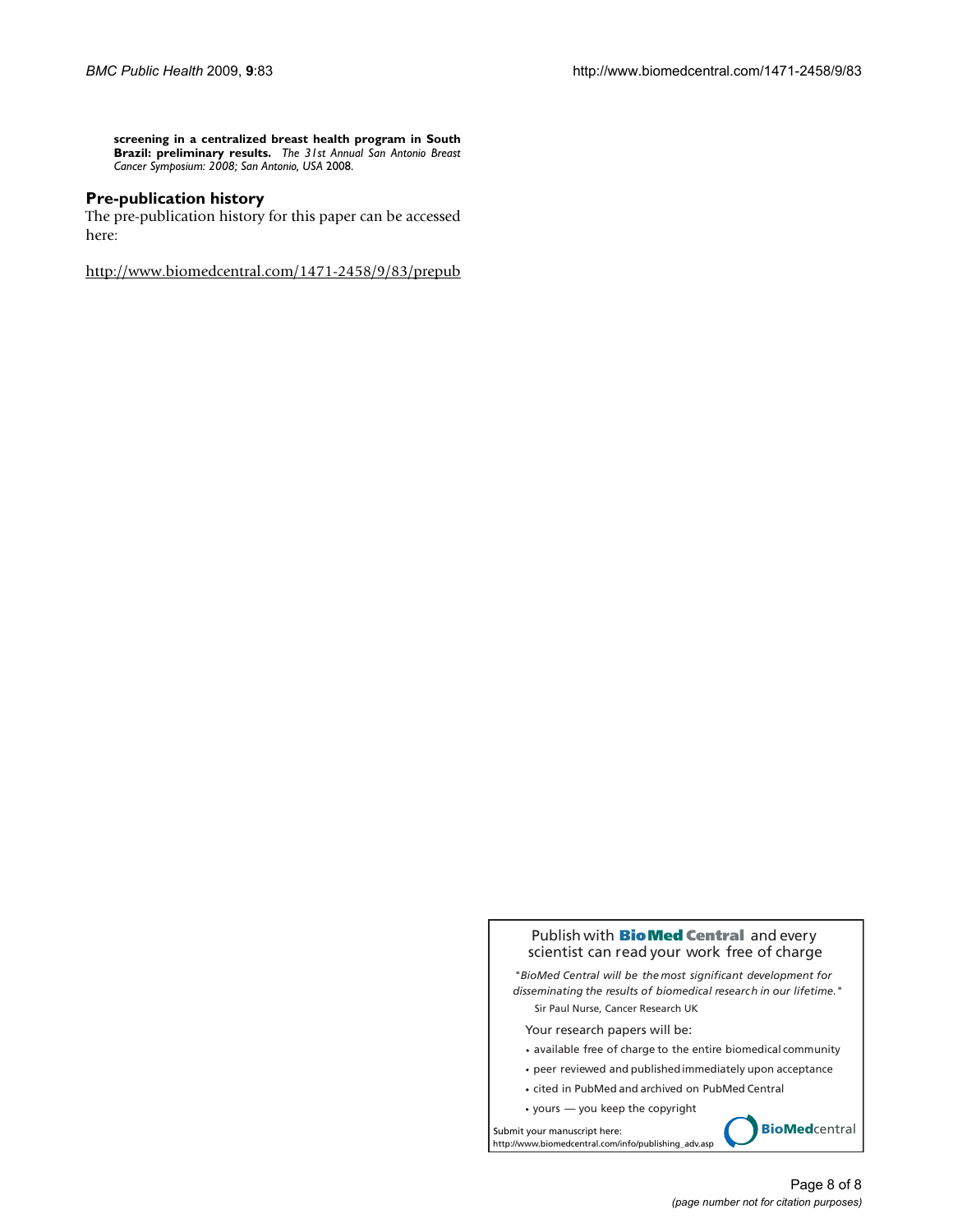**screening in a centralized breast health program in South Brazil: preliminary results.** *The 31st Annual San Antonio Breast Cancer Symposium: 2008; San Antonio, USA* 2008.

## Pre-publication history

The pre-publication history for this paper can be accessed here:

http://www.biomedcentral.com/1471-2458/9/83/prepub

Publish with **BioMed Central** and every scientist can read your work free of charge

"*BioMed Central will be the most significant development for disseminating the results of biomedical research in our lifetime.*"

Sir Paul Nurse, Cancer Research UK

Your research papers will be:

- available free of charge to the entire biomedical community
- peer reviewed and published immediately upon acceptance
- cited in PubMed and archived on PubMed Central
- yours — you keep the copyright

Submit your manuscript here:
http://www.biomedcentral.com/info/publishing_adv.asp

**BioMed**central